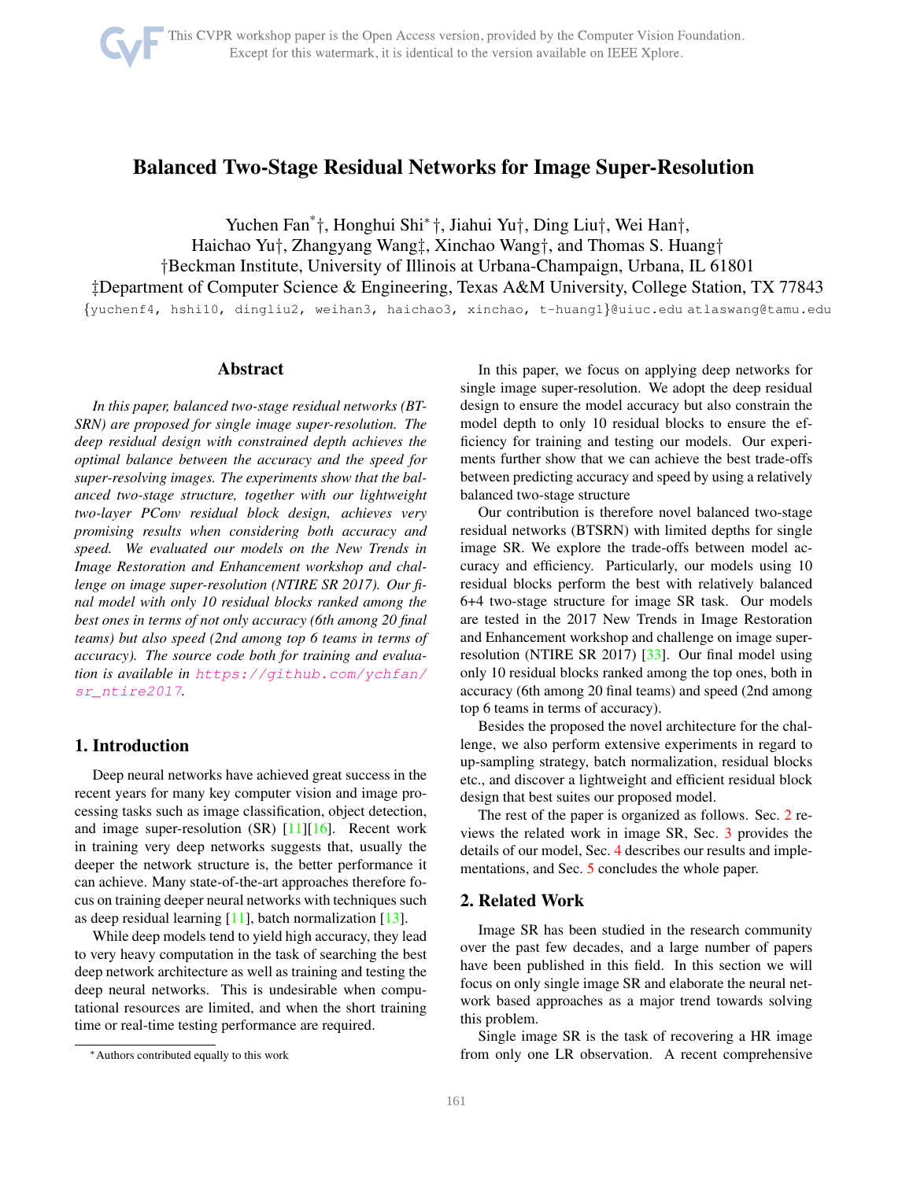# Balanced Two-Stage Residual Networks for Image Super-Resolution

Yuchen Fan[*]†, Honghui Shi[*] †, Jiahui Yu†, Ding Liu†, Wei Han†,
Haichao Yu†, Zhangyang Wang‡, Xinchao Wang†, and Thomas S. Huang†

†Beckman Institute, University of Illinois at Urbana-Champaign, Urbana, IL 61801

‡Department of Computer Science & Engineering, Texas A&M University, College Station, TX 77843

{yuchenf4, hshi10, dingliu2, weihan3, haichao3, xinchao, t-huang1}@uiuc.edu atlaswang@tamu.edu

## Abstract

*In this paper, balanced two-stage residual networks (BTSRN) are proposed for single image super-resolution. The deep residual design with constrained depth achieves the optimal balance between the accuracy and the speed for super-resolving images. The experiments show that the balanced two-stage structure, together with our lightweight two-layer PConv residual block design, achieves very promising results when considering both accuracy and speed. We evaluated our models on the New Trends in Image Restoration and Enhancement workshop and challenge on image super-resolution (NTIRE SR 2017). Our final model with only 10 residual blocks ranked among the best ones in terms of not only accuracy (6th among 20 final teams) but also speed (2nd among top 6 teams in terms of accuracy). The source code both for training and evaluation is available in https://github.com/ychfan/sr_ntire2017.*

## 1. Introduction

Deep neural networks have achieved great success in the recent years for many key computer vision and image processing tasks such as image classification, object detection, and image super-resolution (SR) [11][16]. Recent work in training very deep networks suggests that, usually the deeper the network structure is, the better performance it can achieve. Many state-of-the-art approaches therefore focus on training deeper neural networks with techniques such as deep residual learning [11], batch normalization [13].

While deep models tend to yield high accuracy, they lead to very heavy computation in the task of searching the best deep network architecture as well as training and testing the deep neural networks. This is undesirable when computational resources are limited, and when the short training time or real-time testing performance are required.

In this paper, we focus on applying deep networks for single image super-resolution. We adopt the deep residual design to ensure the model accuracy but also constrain the model depth to only 10 residual blocks to ensure the efficiency for training and testing our models. Our experiments further show that we can achieve the best trade-offs between predicting accuracy and speed by using a relatively balanced two-stage structure

Our contribution is therefore novel balanced two-stage residual networks (BTSRN) with limited depths for single image SR. We explore the trade-offs between model accuracy and efficiency. Particularly, our models using 10 residual blocks perform the best with relatively balanced 6+4 two-stage structure for image SR task. Our models are tested in the 2017 New Trends in Image Restoration and Enhancement workshop and challenge on image super-resolution (NTIRE SR 2017) [33]. Our final model using only 10 residual blocks ranked among the top ones, both in accuracy (6th among 20 final teams) and speed (2nd among top 6 teams in terms of accuracy).

Besides the proposed the novel architecture for the challenge, we also perform extensive experiments in regard to up-sampling strategy, batch normalization, residual blocks etc., and discover a lightweight and efficient residual block design that best suites our proposed model.

The rest of the paper is organized as follows. Sec. 2 reviews the related work in image SR, Sec. 3 provides the details of our model, Sec. 4 describes our results and implementations, and Sec. 5 concludes the whole paper.

## 2. Related Work

Image SR has been studied in the research community over the past few decades, and a large number of papers have been published in this field. In this section we will focus on only single image SR and elaborate the neural network based approaches as a major trend towards solving this problem.

Single image SR is the task of recovering a HR image from only one LR observation. A recent comprehensive

[*]Authors contributed equally to this work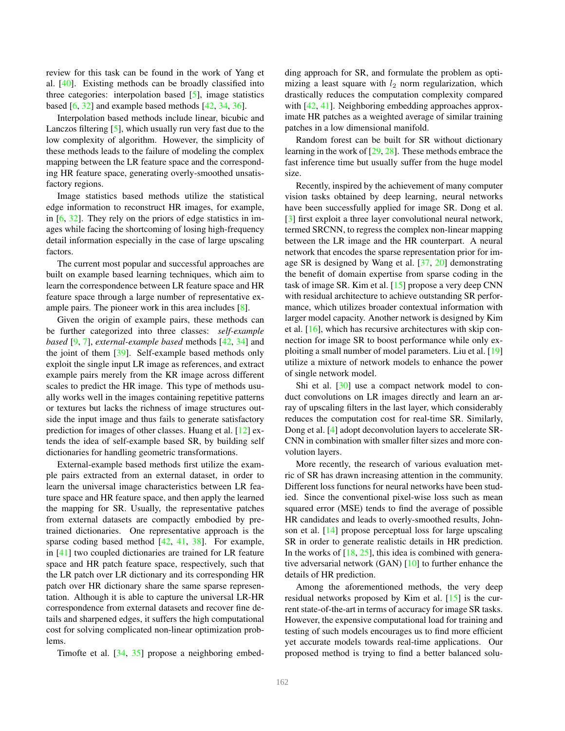review for this task can be found in the work of Yang et al. [40]. Existing methods can be broadly classified into three categories: interpolation based [5], image statistics based [6, 32] and example based methods [42, 34, 36].

Interpolation based methods include linear, bicubic and Lanczos filtering [5], which usually run very fast due to the low complexity of algorithm. However, the simplicity of these methods leads to the failure of modeling the complex mapping between the LR feature space and the corresponding HR feature space, generating overly-smoothed unsatisfactory regions.

Image statistics based methods utilize the statistical edge information to reconstruct HR images, for example, in [6, 32]. They rely on the priors of edge statistics in images while facing the shortcoming of losing high-frequency detail information especially in the case of large upscaling factors.

The current most popular and successful approaches are built on example based learning techniques, which aim to learn the correspondence between LR feature space and HR feature space through a large number of representative example pairs. The pioneer work in this area includes [8].

Given the origin of example pairs, these methods can be further categorized into three classes: *self-example based* [9, 7], *external-example based* methods [42, 34] and the joint of them [39]. Self-example based methods only exploit the single input LR image as references, and extract example pairs merely from the KR image across different scales to predict the HR image. This type of methods usually works well in the images containing repetitive patterns or textures but lacks the richness of image structures outside the input image and thus fails to generate satisfactory prediction for images of other classes. Huang et al. [12] extends the idea of self-example based SR, by building self dictionaries for handling geometric transformations.

External-example based methods first utilize the example pairs extracted from an external dataset, in order to learn the universal image characteristics between LR feature space and HR feature space, and then apply the learned the mapping for SR. Usually, the representative patches from external datasets are compactly embodied by pretrained dictionaries. One representative approach is the sparse coding based method [42, 41, 38]. For example, in [41] two coupled dictionaries are trained for LR feature space and HR patch feature space, respectively, such that the LR patch over LR dictionary and its corresponding HR patch over HR dictionary share the same sparse representation. Although it is able to capture the universal LR-HR correspondence from external datasets and recover fine details and sharpened edges, it suffers the high computational cost for solving complicated non-linear optimization problems.

Timofte et al. [34, 35] propose a neighboring embedding approach for SR, and formulate the problem as optimizing a least square with $l_2$ norm regularization, which drastically reduces the computation complexity compared with [42, 41]. Neighboring embedding approaches approximate HR patches as a weighted average of similar training patches in a low dimensional manifold.

Random forest can be built for SR without dictionary learning in the work of [29, 28]. These methods embrace the fast inference time but usually suffer from the huge model size.

Recently, inspired by the achievement of many computer vision tasks obtained by deep learning, neural networks have been successfully applied for image SR. Dong et al. [3] first exploit a three layer convolutional neural network, termed SRCNN, to regress the complex non-linear mapping between the LR image and the HR counterpart. A neural network that encodes the sparse representation prior for image SR is designed by Wang et al. [37, 20] demonstrating the benefit of domain expertise from sparse coding in the task of image SR. Kim et al. [15] propose a very deep CNN with residual architecture to achieve outstanding SR performance, which utilizes broader contextual information with larger model capacity. Another network is designed by Kim et al. [16], which has recursive architectures with skip connection for image SR to boost performance while only exploiting a small number of model parameters. Liu et al. [19] utilize a mixture of network models to enhance the power of single network model.

Shi et al. [30] use a compact network model to conduct convolutions on LR images directly and learn an array of upscaling filters in the last layer, which considerably reduces the computation cost for real-time SR. Similarly, Dong et al. [4] adopt deconvolution layers to accelerate SRCNN in combination with smaller filter sizes and more convolution layers.

More recently, the research of various evaluation metric of SR has drawn increasing attention in the community. Different loss functions for neural networks have been studied. Since the conventional pixel-wise loss such as mean squared error (MSE) tends to find the average of possible HR candidates and leads to overly-smoothed results, Johnson et al. [14] propose perceptual loss for large upscaling SR in order to generate realistic details in HR prediction. In the works of [18, 25], this idea is combined with generative adversarial network (GAN) [10] to further enhance the details of HR prediction.

Among the aforementioned methods, the very deep residual networks proposed by Kim et al. [15] is the current state-of-the-art in terms of accuracy for image SR tasks. However, the expensive computational load for training and testing of such models encourages us to find more efficient yet accurate models towards real-time applications. Our proposed method is trying to find a better balanced solu-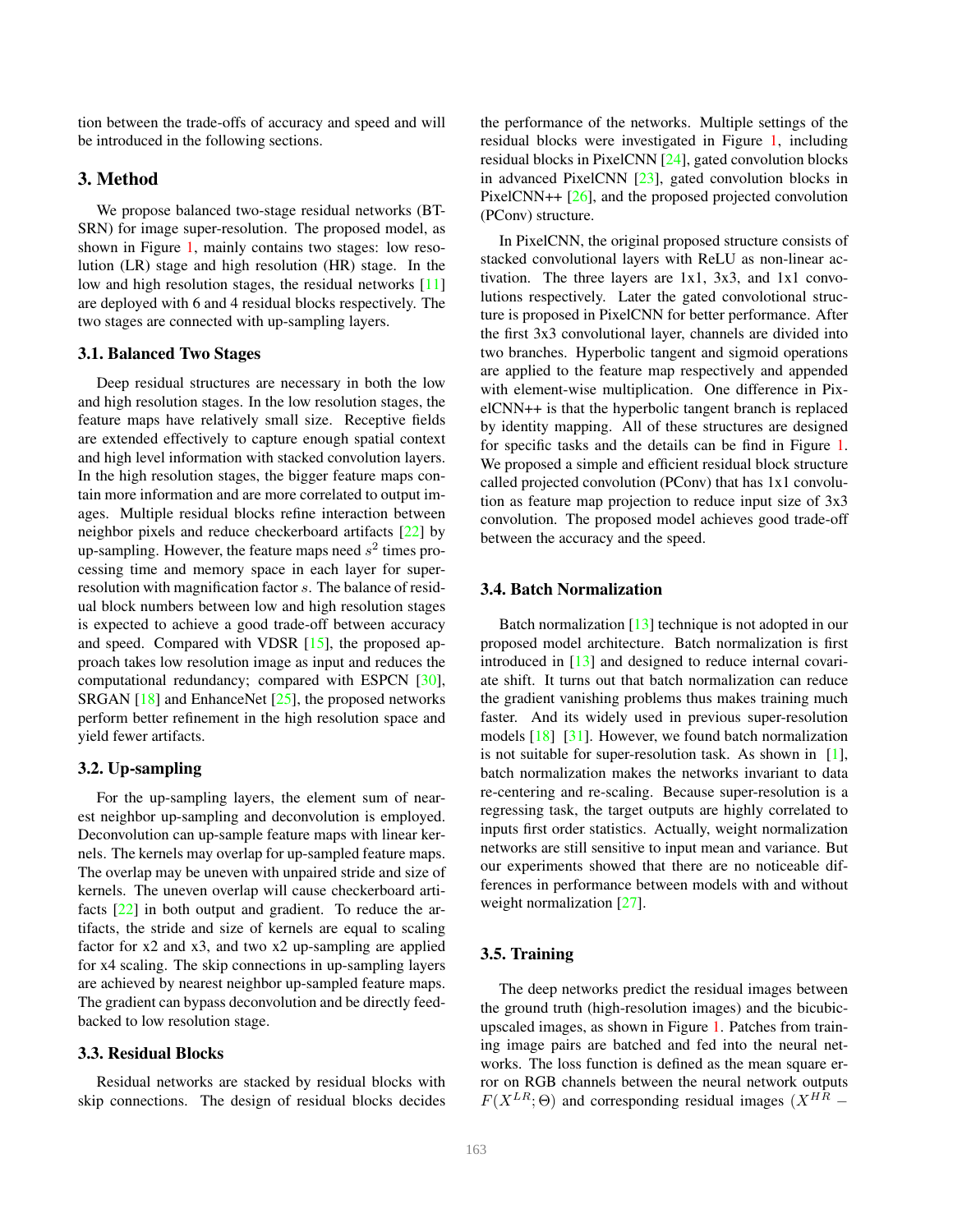tion between the trade-offs of accuracy and speed and will be introduced in the following sections.

## 3. Method

We propose balanced two-stage residual networks (BT-SRN) for image super-resolution. The proposed model, as shown in Figure 1, mainly contains two stages: low resolution (LR) stage and high resolution (HR) stage. In the low and high resolution stages, the residual networks [11] are deployed with 6 and 4 residual blocks respectively. The two stages are connected with up-sampling layers.

### 3.1. Balanced Two Stages

Deep residual structures are necessary in both the low and high resolution stages. In the low resolution stages, the feature maps have relatively small size. Receptive fields are extended effectively to capture enough spatial context and high level information with stacked convolution layers. In the high resolution stages, the bigger feature maps contain more information and are more correlated to output images. Multiple residual blocks refine interaction between neighbor pixels and reduce checkerboard artifacts [22] by up-sampling. However, the feature maps need $s^2$ times processing time and memory space in each layer for super-resolution with magnification factor $s$. The balance of residual block numbers between low and high resolution stages is expected to achieve a good trade-off between accuracy and speed. Compared with VDSR [15], the proposed approach takes low resolution image as input and reduces the computational redundancy; compared with ESPCN [30], SRGAN [18] and EnhanceNet [25], the proposed networks perform better refinement in the high resolution space and yield fewer artifacts.

### 3.2. Up-sampling

For the up-sampling layers, the element sum of nearest neighbor up-sampling and deconvolution is employed. Deconvolution can up-sample feature maps with linear kernels. The kernels may overlap for up-sampled feature maps. The overlap may be uneven with unpaired stride and size of kernels. The uneven overlap will cause checkerboard artifacts [22] in both output and gradient. To reduce the artifacts, the stride and size of kernels are equal to scaling factor for x2 and x3, and two x2 up-sampling are applied for x4 scaling. The skip connections in up-sampling layers are achieved by nearest neighbor up-sampled feature maps. The gradient can bypass deconvolution and be directly feedbacked to low resolution stage.

### 3.3. Residual Blocks

Residual networks are stacked by residual blocks with skip connections. The design of residual blocks decides the performance of the networks. Multiple settings of the residual blocks were investigated in Figure 1, including residual blocks in PixelCNN [24], gated convolution blocks in advanced PixelCNN [23], gated convolution blocks in PixelCNN++ [26], and the proposed projected convolution (PConv) structure.

In PixelCNN, the original proposed structure consists of stacked convolutional layers with ReLU as non-linear activation. The three layers are 1x1, 3x3, and 1x1 convolutions respectively. Later the gated convolotional structure is proposed in PixelCNN for better performance. After the first 3x3 convolutional layer, channels are divided into two branches. Hyperbolic tangent and sigmoid operations are applied to the feature map respectively and appended with element-wise multiplication. One difference in PixelCNN++ is that the hyperbolic tangent branch is replaced by identity mapping. All of these structures are designed for specific tasks and the details can be find in Figure 1. We proposed a simple and efficient residual block structure called projected convolution (PConv) that has 1x1 convolution as feature map projection to reduce input size of 3x3 convolution. The proposed model achieves good trade-off between the accuracy and the speed.

### 3.4. Batch Normalization

Batch normalization [13] technique is not adopted in our proposed model architecture. Batch normalization is first introduced in [13] and designed to reduce internal covariate shift. It turns out that batch normalization can reduce the gradient vanishing problems thus makes training much faster. And its widely used in previous super-resolution models [18] [31]. However, we found batch normalization is not suitable for super-resolution task. As shown in [1], batch normalization makes the networks invariant to data re-centering and re-scaling. Because super-resolution is a regressing task, the target outputs are highly correlated to inputs first order statistics. Actually, weight normalization networks are still sensitive to input mean and variance. But our experiments showed that there are no noticeable differences in performance between models with and without weight normalization [27].

### 3.5. Training

The deep networks predict the residual images between the ground truth (high-resolution images) and the bicubic-upscaled images, as shown in Figure 1. Patches from training image pairs are batched and fed into the neural networks. The loss function is defined as the mean square error on RGB channels between the neural network outputs $F(X^{LR};\Theta)$ and corresponding residual images $(X^{HR} -$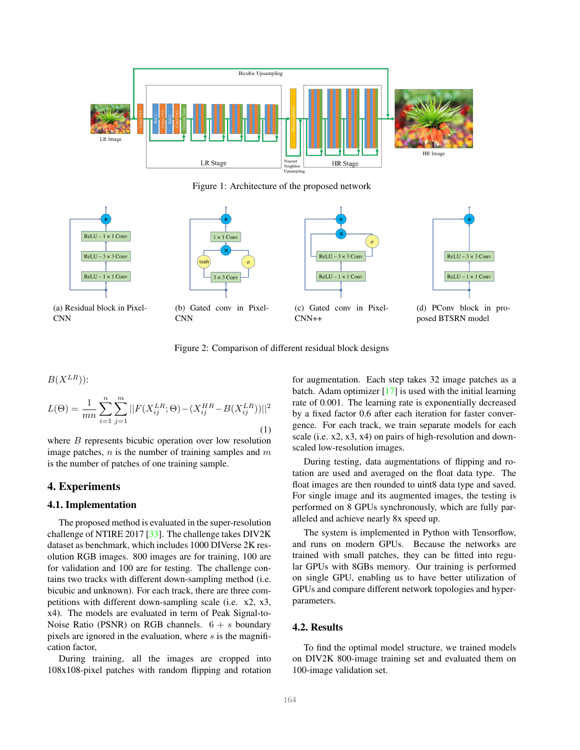Figure 1: Architecture of the proposed network

(a) Residual block in Pixel-CNN

(b) Gated conv in Pixel-CNN

(c) Gated conv in Pixel-CNN++

(d) PConv block in proposed BTSRN model

Figure 2: Comparison of different residual block designs

$B(X^{LR})$):

$$L(\Theta) = \frac{1}{mn}\sum_{i=1}^{n}\sum_{j=1}^{m} ||F(X_{ij}^{LR};\Theta) - (X_{ij}^{HR} - B(X_{ij}^{LR}))||^2 \tag{1}$$

where $B$ represents bicubic operation over low resolution image patches, $n$ is the number of training samples and $m$ is the number of patches of one training sample.

## 4. Experiments

### 4.1. Implementation

The proposed method is evaluated in the super-resolution challenge of NTIRE 2017 [33]. The challenge takes DIV2K dataset as benchmark, which includes 1000 DIVerse 2K resolution RGB images. 800 images are for training, 100 are for validation and 100 are for testing. The challenge contains two tracks with different down-sampling method (i.e. bicubic and unknown). For each track, there are three competitions with different down-sampling scale (i.e. x2, x3, x4). The models are evaluated in term of Peak Signal-to-Noise Ratio (PSNR) on RGB channels. $6 + s$ boundary pixels are ignored in the evaluation, where $s$ is the magnification factor,

During training, all the images are cropped into 108x108-pixel patches with random flipping and rotation for augmentation. Each step takes 32 image patches as a batch. Adam optimizer [17] is used with the initial learning rate of 0.001. The learning rate is exponentially decreased by a fixed factor 0.6 after each iteration for faster convergence. For each track, we train separate models for each scale (i.e. x2, x3, x4) on pairs of high-resolution and down-scaled low-resolution images.

During testing, data augmentations of flipping and rotation are used and averaged on the float data type. The float images are then rounded to uint8 data type and saved. For single image and its augmented images, the testing is performed on 8 GPUs synchronously, which are fully paralleled and achieve nearly 8x speed up.

The system is implemented in Python with Tensorflow, and runs on modern GPUs. Because the networks are trained with small patches, they can be fitted into regular GPUs with 8GBs memory. Our training is performed on single GPU, enabling us to have better utilization of GPUs and compare different network topologies and hyper-parameters.

### 4.2. Results

To find the optimal model structure, we trained models on DIV2K 800-image training set and evaluated them on 100-image validation set.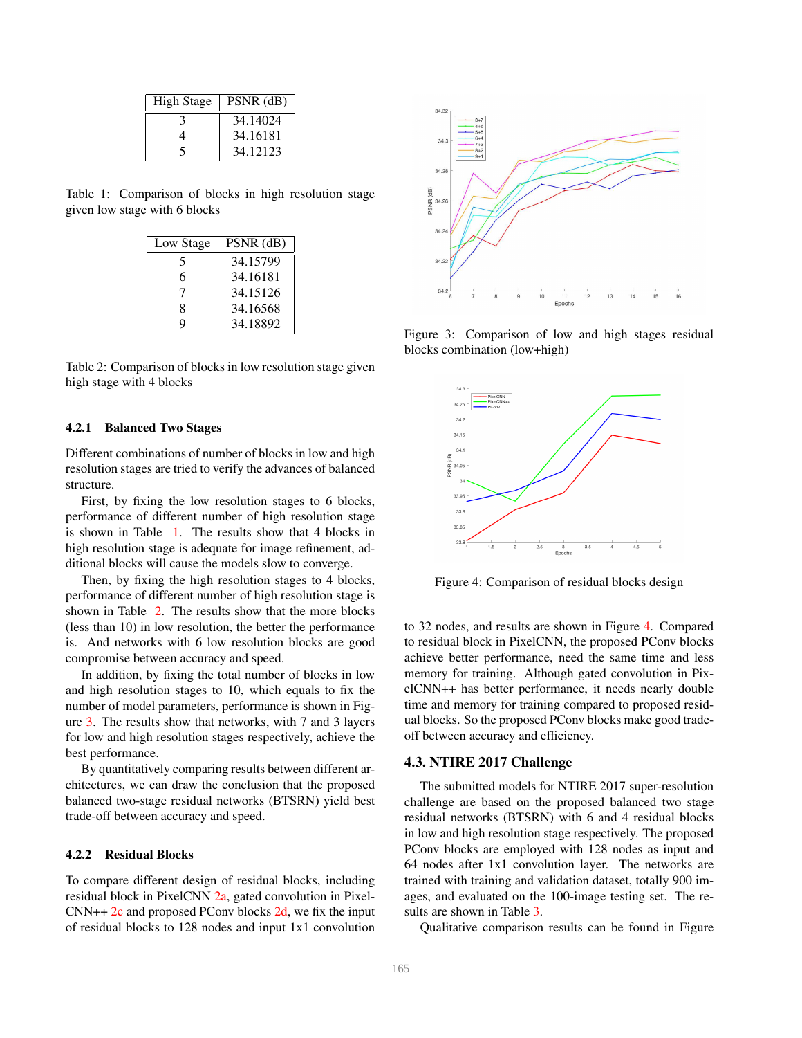| High Stage | PSNR (dB) |
|---|---|
| 3 | 34.14024 |
| 4 | 34.16181 |
| 5 | 34.12123 |

Table 1: Comparison of blocks in high resolution stage given low stage with 6 blocks

| Low Stage | PSNR (dB) |
|---|---|
| 5 | 34.15799 |
| 6 | 34.16181 |
| 7 | 34.15126 |
| 8 | 34.16568 |
| 9 | 34.18892 |

Table 2: Comparison of blocks in low resolution stage given high stage with 4 blocks

#### 4.2.1 Balanced Two Stages

Different combinations of number of blocks in low and high resolution stages are tried to verify the advances of balanced structure.

First, by fixing the low resolution stages to 6 blocks, performance of different number of high resolution stage is shown in Table 1. The results show that 4 blocks in high resolution stage is adequate for image refinement, additional blocks will cause the models slow to converge.

Then, by fixing the high resolution stages to 4 blocks, performance of different number of high resolution stage is shown in Table 2. The results show that the more blocks (less than 10) in low resolution, the better the performance is. And networks with 6 low resolution blocks are good compromise between accuracy and speed.

In addition, by fixing the total number of blocks in low and high resolution stages to 10, which equals to fix the number of model parameters, performance is shown in Figure 3. The results show that networks, with 7 and 3 layers for low and high resolution stages respectively, achieve the best performance.

By quantitatively comparing results between different architectures, we can draw the conclusion that the proposed balanced two-stage residual networks (BTSRN) yield best trade-off between accuracy and speed.

#### 4.2.2 Residual Blocks

To compare different design of residual blocks, including residual block in PixelCNN 2a, gated convolution in PixelCNN++ 2c and proposed PConv blocks 2d, we fix the input of residual blocks to 128 nodes and input 1x1 convolution

Figure 3: Comparison of low and high stages residual blocks combination (low+high)

Figure 4: Comparison of residual blocks design

to 32 nodes, and results are shown in Figure 4. Compared to residual block in PixelCNN, the proposed PConv blocks achieve better performance, need the same time and less memory for training. Although gated convolution in PixelCNN++ has better performance, it needs nearly double time and memory for training compared to proposed residual blocks. So the proposed PConv blocks make good tradeoff between accuracy and efficiency.

### 4.3. NTIRE 2017 Challenge

The submitted models for NTIRE 2017 super-resolution challenge are based on the proposed balanced two stage residual networks (BTSRN) with 6 and 4 residual blocks in low and high resolution stage respectively. The proposed PConv blocks are employed with 128 nodes as input and 64 nodes after 1x1 convolution layer. The networks are trained with training and validation dataset, totally 900 images, and evaluated on the 100-image testing set. The results are shown in Table 3.

Qualitative comparison results can be found in Figure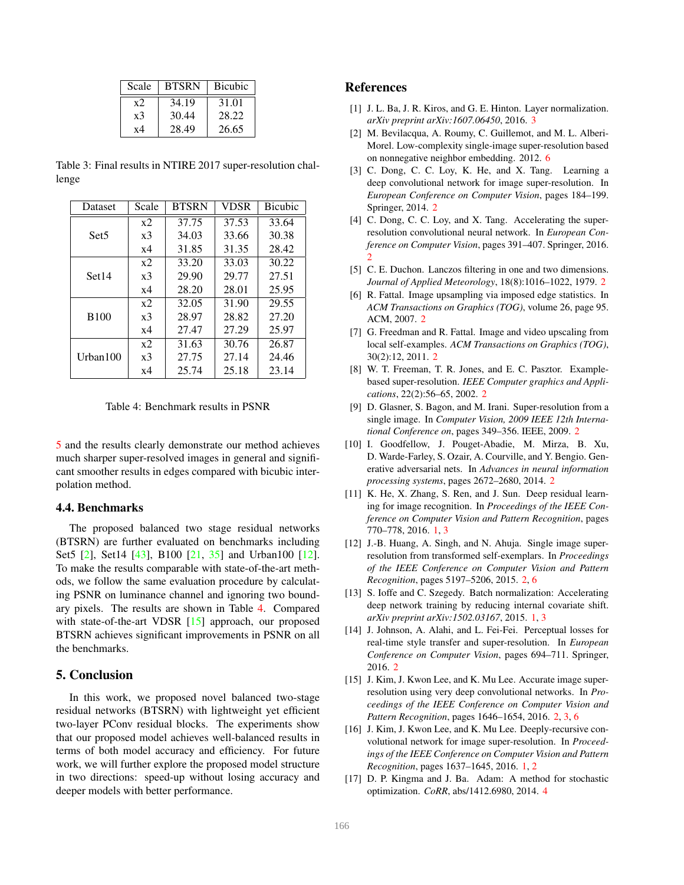| Scale | BTSRN | Bicubic |
|---|---|---|
| x2 | 34.19 | 31.01 |
| x3 | 30.44 | 28.22 |
| x4 | 28.49 | 26.65 |

Table 3: Final results in NTIRE 2017 super-resolution challenge

| Dataset | Scale | BTSRN | VDSR | Bicubic |
|---|---|---|---|---|
| Set5 | x2 | 37.75 | 37.53 | 33.64 |
| | x3 | 34.03 | 33.66 | 30.38 |
| | x4 | 31.85 | 31.35 | 28.42 |
| Set14 | x2 | 33.20 | 33.03 | 30.22 |
| | x3 | 29.90 | 29.77 | 27.51 |
| | x4 | 28.20 | 28.01 | 25.95 |
| B100 | x2 | 32.05 | 31.90 | 29.55 |
| | x3 | 28.97 | 28.82 | 27.20 |
| | x4 | 27.47 | 27.29 | 25.97 |
| Urban100 | x2 | 31.63 | 30.76 | 26.87 |
| | x3 | 27.75 | 27.14 | 24.46 |
| | x4 | 25.74 | 25.18 | 23.14 |

Table 4: Benchmark results in PSNR

5 and the results clearly demonstrate our method achieves much sharper super-resolved images in general and significant smoother results in edges compared with bicubic interpolation method.

### 4.4. Benchmarks

The proposed balanced two stage residual networks (BTSRN) are further evaluated on benchmarks including Set5 [2], Set14 [43], B100 [21, 35] and Urban100 [12]. To make the results comparable with state-of-the-art methods, we follow the same evaluation procedure by calculating PSNR on luminance channel and ignoring two boundary pixels. The results are shown in Table 4. Compared with state-of-the-art VDSR [15] approach, our proposed BTSRN achieves significant improvements in PSNR on all the benchmarks.

## 5. Conclusion

In this work, we proposed novel balanced two-stage residual networks (BTSRN) with lightweight yet efficient two-layer PConv residual blocks. The experiments show that our proposed model achieves well-balanced results in terms of both model accuracy and efficiency. For future work, we will further explore the proposed model structure in two directions: speed-up without losing accuracy and deeper models with better performance.

## References

[1] J. L. Ba, J. R. Kiros, and G. E. Hinton. Layer normalization. *arXiv preprint arXiv:1607.06450*, 2016. 3

[2] M. Bevilacqua, A. Roumy, C. Guillemot, and M. L. Alberi-Morel. Low-complexity single-image super-resolution based on nonnegative neighbor embedding. 2012. 6

[3] C. Dong, C. C. Loy, K. He, and X. Tang. Learning a deep convolutional network for image super-resolution. In *European Conference on Computer Vision*, pages 184–199. Springer, 2014. 2

[4] C. Dong, C. C. Loy, and X. Tang. Accelerating the super-resolution convolutional neural network. In *European Conference on Computer Vision*, pages 391–407. Springer, 2016. 2

[5] C. E. Duchon. Lanczos filtering in one and two dimensions. *Journal of Applied Meteorology*, 18(8):1016–1022, 1979. 2

[6] R. Fattal. Image upsampling via imposed edge statistics. In *ACM Transactions on Graphics (TOG)*, volume 26, page 95. ACM, 2007. 2

[7] G. Freedman and R. Fattal. Image and video upscaling from local self-examples. *ACM Transactions on Graphics (TOG)*, 30(2):12, 2011. 2

[8] W. T. Freeman, T. R. Jones, and E. C. Pasztor. Example-based super-resolution. *IEEE Computer graphics and Applications*, 22(2):56–65, 2002. 2

[9] D. Glasner, S. Bagon, and M. Irani. Super-resolution from a single image. In *Computer Vision, 2009 IEEE 12th International Conference on*, pages 349–356. IEEE, 2009. 2

[10] I. Goodfellow, J. Pouget-Abadie, M. Mirza, B. Xu, D. Warde-Farley, S. Ozair, A. Courville, and Y. Bengio. Generative adversarial nets. In *Advances in neural information processing systems*, pages 2672–2680, 2014. 2

[11] K. He, X. Zhang, S. Ren, and J. Sun. Deep residual learning for image recognition. In *Proceedings of the IEEE Conference on Computer Vision and Pattern Recognition*, pages 770–778, 2016. 1, 3

[12] J.-B. Huang, A. Singh, and N. Ahuja. Single image super-resolution from transformed self-exemplars. In *Proceedings of the IEEE Conference on Computer Vision and Pattern Recognition*, pages 5197–5206, 2015. 2, 6

[13] S. Ioffe and C. Szegedy. Batch normalization: Accelerating deep network training by reducing internal covariate shift. *arXiv preprint arXiv:1502.03167*, 2015. 1, 3

[14] J. Johnson, A. Alahi, and L. Fei-Fei. Perceptual losses for real-time style transfer and super-resolution. In *European Conference on Computer Vision*, pages 694–711. Springer, 2016. 2

[15] J. Kim, J. Kwon Lee, and K. Mu Lee. Accurate image super-resolution using very deep convolutional networks. In *Proceedings of the IEEE Conference on Computer Vision and Pattern Recognition*, pages 1646–1654, 2016. 2, 3, 6

[16] J. Kim, J. Kwon Lee, and K. Mu Lee. Deeply-recursive convolutional network for image super-resolution. In *Proceedings of the IEEE Conference on Computer Vision and Pattern Recognition*, pages 1637–1645, 2016. 1, 2

[17] D. P. Kingma and J. Ba. Adam: A method for stochastic optimization. *CoRR*, abs/1412.6980, 2014. 4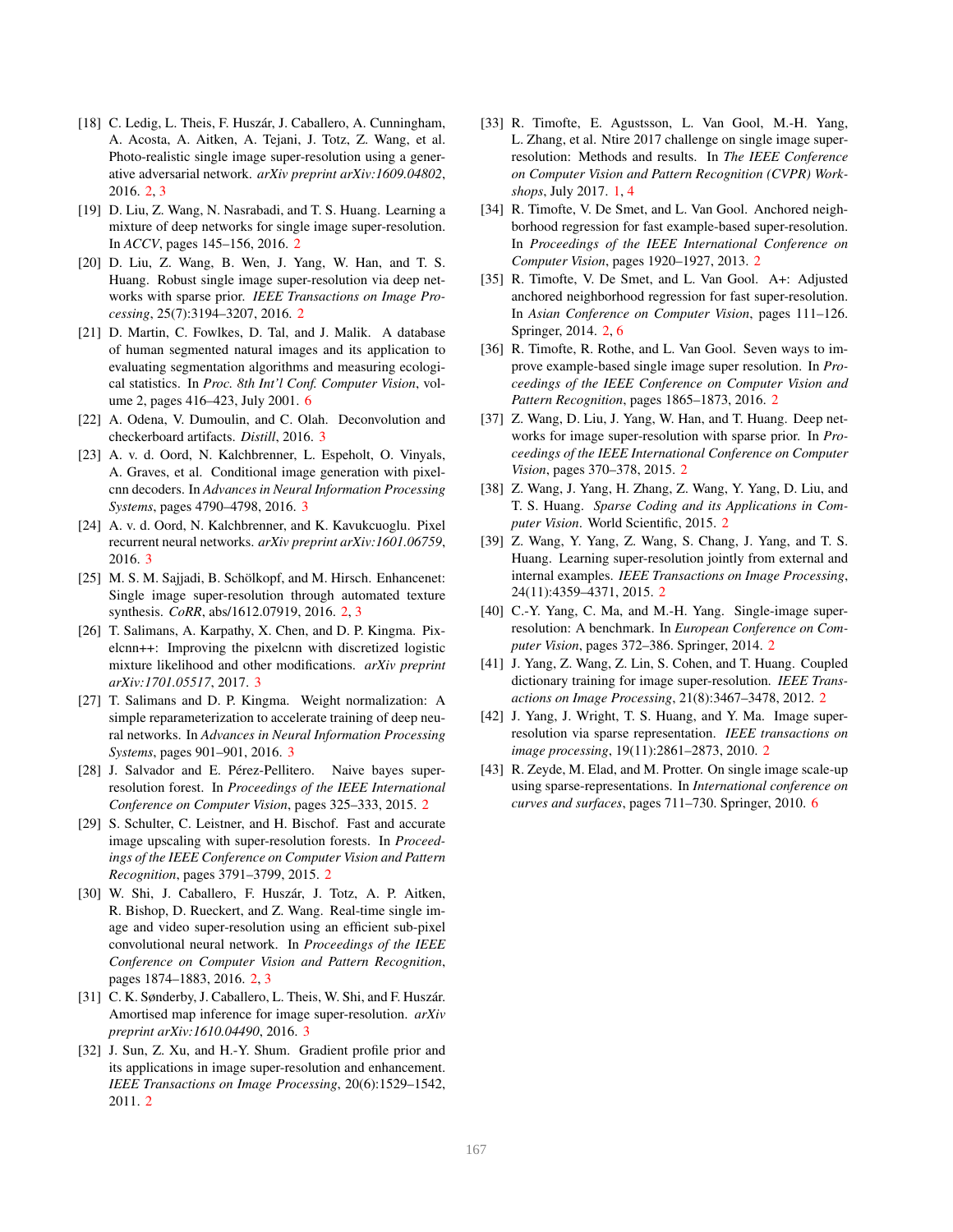[18] C. Ledig, L. Theis, F. Huszár, J. Caballero, A. Cunningham, A. Acosta, A. Aitken, A. Tejani, J. Totz, Z. Wang, et al. Photo-realistic single image super-resolution using a generative adversarial network. *arXiv preprint arXiv:1609.04802*, 2016. 2, 3

[19] D. Liu, Z. Wang, N. Nasrabadi, and T. S. Huang. Learning a mixture of deep networks for single image super-resolution. In *ACCV*, pages 145–156, 2016. 2

[20] D. Liu, Z. Wang, B. Wen, J. Yang, W. Han, and T. S. Huang. Robust single image super-resolution via deep networks with sparse prior. *IEEE Transactions on Image Processing*, 25(7):3194–3207, 2016. 2

[21] D. Martin, C. Fowlkes, D. Tal, and J. Malik. A database of human segmented natural images and its application to evaluating segmentation algorithms and measuring ecological statistics. In *Proc. 8th Int'l Conf. Computer Vision*, volume 2, pages 416–423, July 2001. 6

[22] A. Odena, V. Dumoulin, and C. Olah. Deconvolution and checkerboard artifacts. *Distill*, 2016. 3

[23] A. v. d. Oord, N. Kalchbrenner, L. Espeholt, O. Vinyals, A. Graves, et al. Conditional image generation with pixelcnn decoders. In *Advances in Neural Information Processing Systems*, pages 4790–4798, 2016. 3

[24] A. v. d. Oord, N. Kalchbrenner, and K. Kavukcuoglu. Pixel recurrent neural networks. *arXiv preprint arXiv:1601.06759*, 2016. 3

[25] M. S. M. Sajjadi, B. Schölkopf, and M. Hirsch. Enhancenet: Single image super-resolution through automated texture synthesis. *CoRR*, abs/1612.07919, 2016. 2, 3

[26] T. Salimans, A. Karpathy, X. Chen, and D. P. Kingma. Pixelcnn++: Improving the pixelcnn with discretized logistic mixture likelihood and other modifications. *arXiv preprint arXiv:1701.05517*, 2017. 3

[27] T. Salimans and D. P. Kingma. Weight normalization: A simple reparameterization to accelerate training of deep neural networks. In *Advances in Neural Information Processing Systems*, pages 901–901, 2016. 3

[28] J. Salvador and E. Pérez-Pellitero. Naive bayes super-resolution forest. In *Proceedings of the IEEE International Conference on Computer Vision*, pages 325–333, 2015. 2

[29] S. Schulter, C. Leistner, and H. Bischof. Fast and accurate image upscaling with super-resolution forests. In *Proceedings of the IEEE Conference on Computer Vision and Pattern Recognition*, pages 3791–3799, 2015. 2

[30] W. Shi, J. Caballero, F. Huszár, J. Totz, A. P. Aitken, R. Bishop, D. Rueckert, and Z. Wang. Real-time single image and video super-resolution using an efficient sub-pixel convolutional neural network. In *Proceedings of the IEEE Conference on Computer Vision and Pattern Recognition*, pages 1874–1883, 2016. 2, 3

[31] C. K. Sønderby, J. Caballero, L. Theis, W. Shi, and F. Huszár. Amortised map inference for image super-resolution. *arXiv preprint arXiv:1610.04490*, 2016. 3

[32] J. Sun, Z. Xu, and H.-Y. Shum. Gradient profile prior and its applications in image super-resolution and enhancement. *IEEE Transactions on Image Processing*, 20(6):1529–1542, 2011. 2

[33] R. Timofte, E. Agustsson, L. Van Gool, M.-H. Yang, L. Zhang, et al. Ntire 2017 challenge on single image super-resolution: Methods and results. In *The IEEE Conference on Computer Vision and Pattern Recognition (CVPR) Workshops*, July 2017. 1, 4

[34] R. Timofte, V. De Smet, and L. Van Gool. Anchored neighborhood regression for fast example-based super-resolution. In *Proceedings of the IEEE International Conference on Computer Vision*, pages 1920–1927, 2013. 2

[35] R. Timofte, V. De Smet, and L. Van Gool. A+: Adjusted anchored neighborhood regression for fast super-resolution. In *Asian Conference on Computer Vision*, pages 111–126. Springer, 2014. 2, 6

[36] R. Timofte, R. Rothe, and L. Van Gool. Seven ways to improve example-based single image super resolution. In *Proceedings of the IEEE Conference on Computer Vision and Pattern Recognition*, pages 1865–1873, 2016. 2

[37] Z. Wang, D. Liu, J. Yang, W. Han, and T. Huang. Deep networks for image super-resolution with sparse prior. In *Proceedings of the IEEE International Conference on Computer Vision*, pages 370–378, 2015. 2

[38] Z. Wang, J. Yang, H. Zhang, Z. Wang, Y. Yang, D. Liu, and T. S. Huang. *Sparse Coding and its Applications in Computer Vision*. World Scientific, 2015. 2

[39] Z. Wang, Y. Yang, Z. Wang, S. Chang, J. Yang, and T. S. Huang. Learning super-resolution jointly from external and internal examples. *IEEE Transactions on Image Processing*, 24(11):4359–4371, 2015. 2

[40] C.-Y. Yang, C. Ma, and M.-H. Yang. Single-image super-resolution: A benchmark. In *European Conference on Computer Vision*, pages 372–386. Springer, 2014. 2

[41] J. Yang, Z. Wang, Z. Lin, S. Cohen, and T. Huang. Coupled dictionary training for image super-resolution. *IEEE Transactions on Image Processing*, 21(8):3467–3478, 2012. 2

[42] J. Yang, J. Wright, T. S. Huang, and Y. Ma. Image super-resolution via sparse representation. *IEEE transactions on image processing*, 19(11):2861–2873, 2010. 2

[43] R. Zeyde, M. Elad, and M. Protter. On single image scale-up using sparse-representations. In *International conference on curves and surfaces*, pages 711–730. Springer, 2010. 6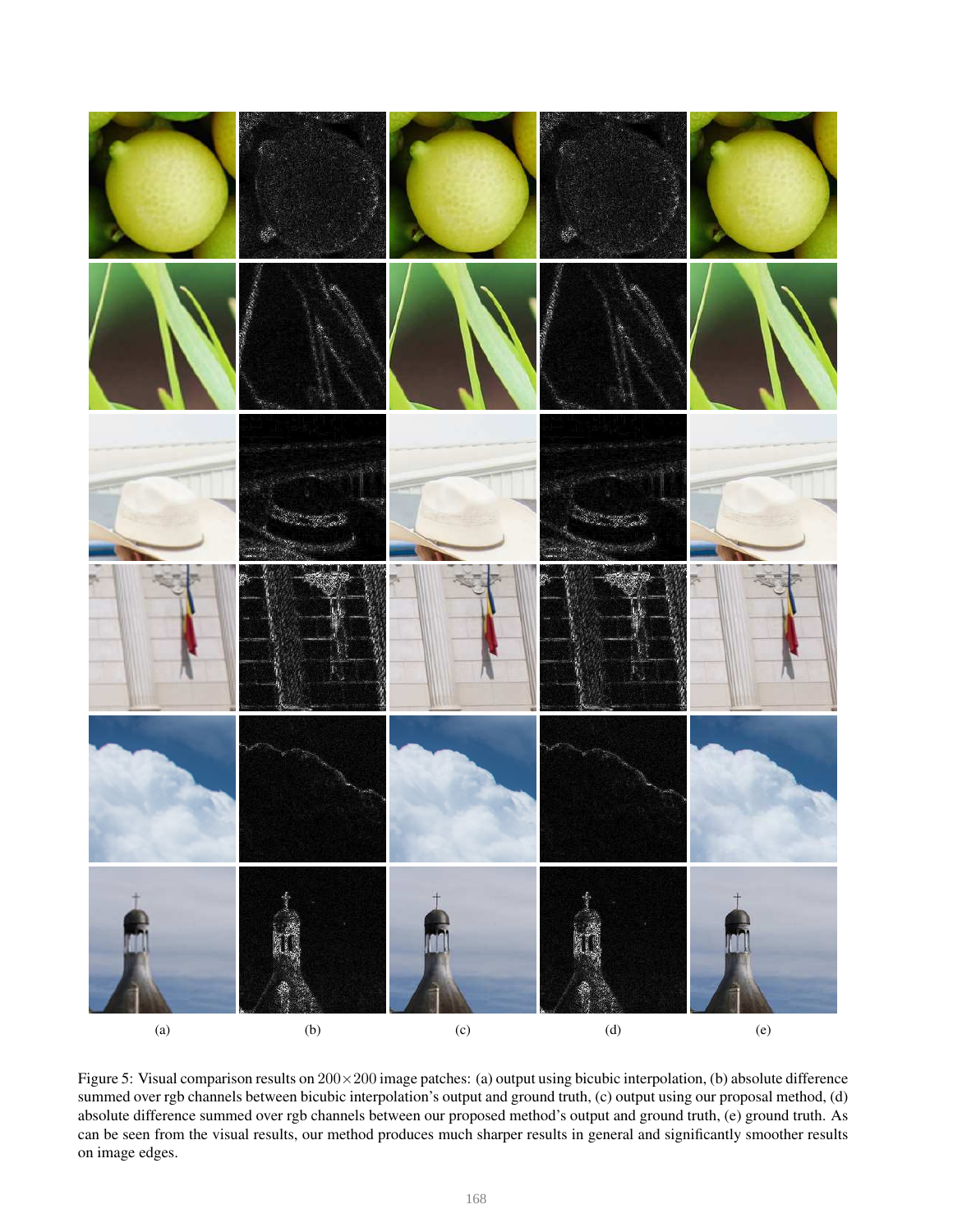(a) (b) (c) (d) (e)

Figure 5: Visual comparison results on $200\times200$ image patches: (a) output using bicubic interpolation, (b) absolute difference summed over rgb channels between bicubic interpolation's output and ground truth, (c) output using our proposal method, (d) absolute difference summed over rgb channels between our proposed method's output and ground truth, (e) ground truth. As can be seen from the visual results, our method produces much sharper results in general and significantly smoother results on image edges.